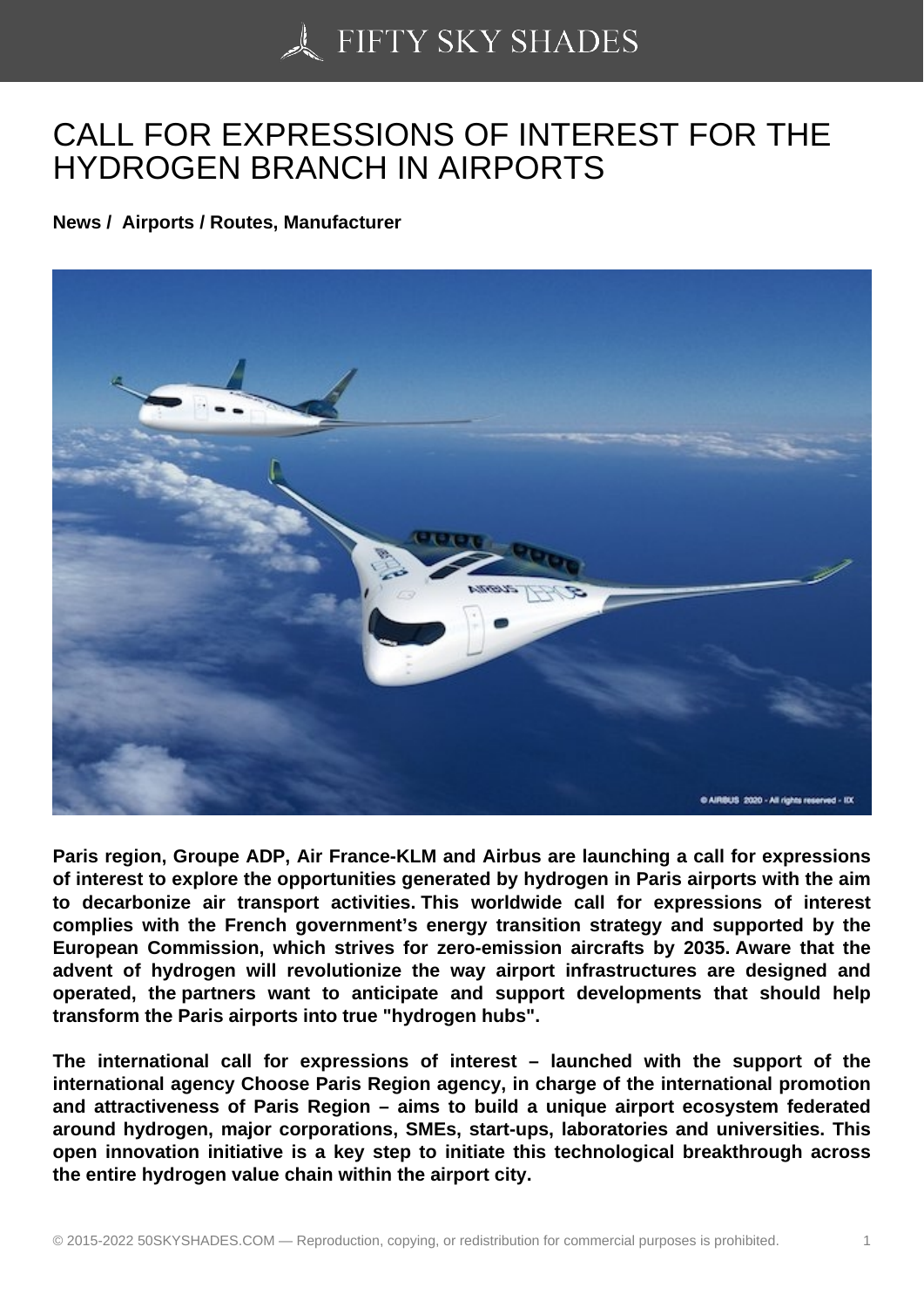# CALL FOR EXPRESSIONS OF INTEREST FOR THE HYDROGEN BRANCH IN AIRPORTS

**News / Airports / Routes, Manufacturer**

**Paris region, Groupe ADP, Air France-KLM and Airbus are launching a call for expressions of interest to explore the opportunities generated by hydrogen in Paris airports with the aim to decarbonize air transport activities. This worldwide call for expressions of interest complies with the French government's energy transition strategy and supported by the European Commission, which strives for zero-emission aircrafts by 2035. Aware that the advent of hydrogen will revolutionize the way airport infrastructures are designed and operated, the partners want to anticipate and support developments that should help transform the Paris airports into true "hydrogen hubs".**

**The international call for expressions of interest – launched with the support of the international agency Choose Paris Region agency, in charge of the international promotion and attractiveness of Paris Region – aims to build a unique airport ecosystem federated around hydrogen, major corporations, SMEs, start-ups, laboratories and universities. This open innovation initiative is a key step to initiate this technological breakthrough across the entire hydrogen value chain within the airport city.**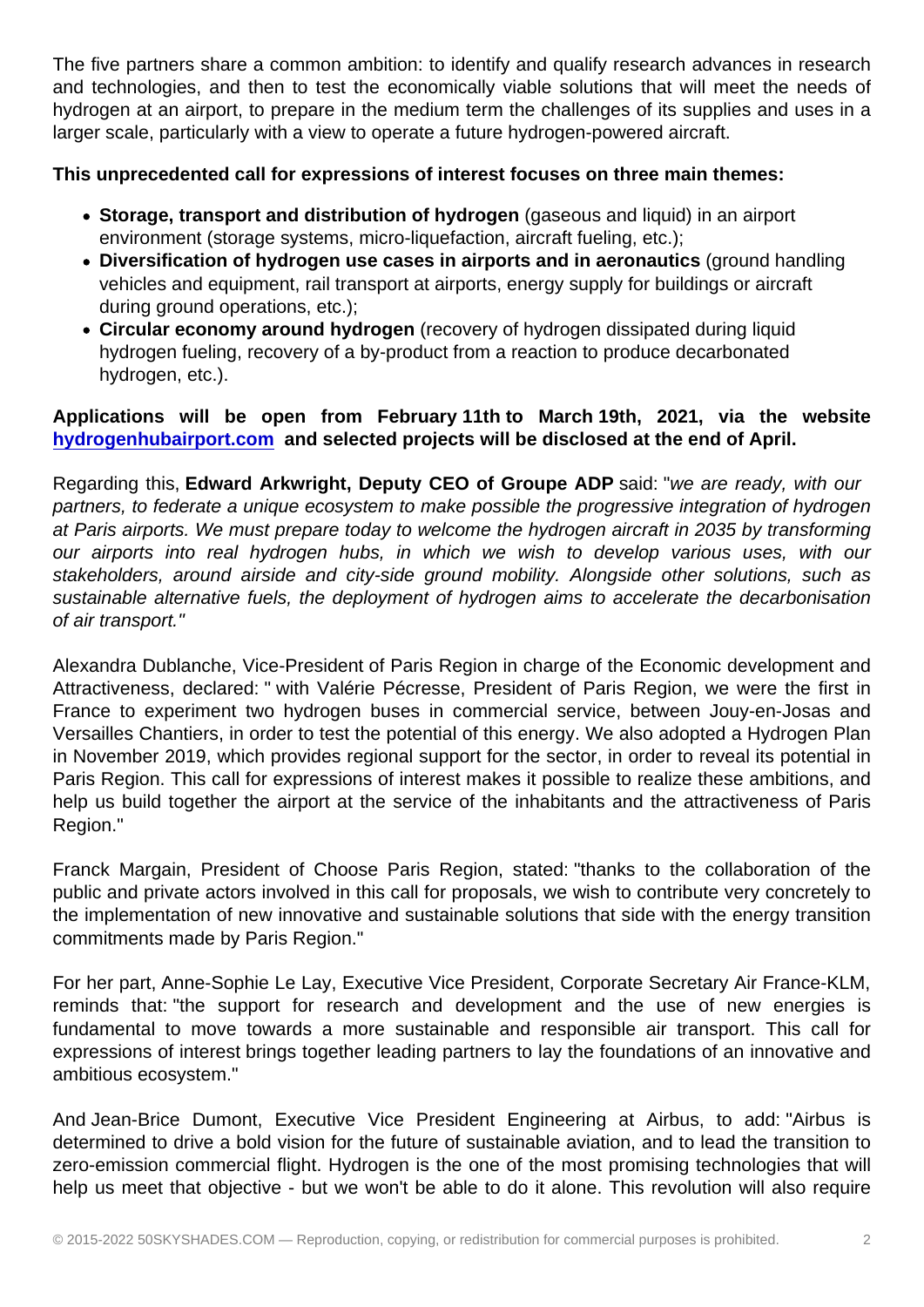The five partners share a common ambition: to identify and qualify research advances in research and technologies, and then to test the economically viable solutions that will meet the needs of hydrogen at an airport, to prepare in the medium term the challenges of its supplies and uses in a larger scale, particularly with a view to operate a future hydrogen-powered aircraft.

**This unprecedented call for expressions of interest focuses on three main themes:**

- **Storage, transport and distribution of hydrogen** (gaseous and liquid) in an airport environment (storage systems, micro-liquefaction, aircraft fueling, etc.);
- **Diversification of hydrogen use cases in airports and in aeronautics** (ground handling vehicles and equipment, rail transport at airports, energy supply for buildings or aircraft during ground operations, etc.);
- **Circular economy around hydrogen** (recovery of hydrogen dissipated during liquid hydrogen fueling, recovery of a by-product from a reaction to produce decarbonated hydrogen, etc.).

**Applications will be open from February 11th to March 19th, 2021, via the website [hydrogenhubairport.com](hydrogenhubairport.com) and selected projects will be disclosed at the end of April.**

Regarding this, **Edward Arkwright, Deputy CEO of Groupe ADP** said: "*we are ready, with our partners, to federate a unique ecosystem to make possible the progressive integration of hydrogen at Paris airports. We must prepare today to welcome the hydrogen aircraft in 2035 by transforming our airports into real hydrogen hubs, in which we wish to develop various uses, with our stakeholders, around airside and city-side ground mobility. Alongside other solutions, such as sustainable alternative fuels, the deployment of hydrogen aims to accelerate the decarbonisation of air transport.*"

Alexandra Dublanche, Vice-President of Paris Region in charge of the Economic development and Attractiveness, declared: " with Valérie Pécresse, President of Paris Region, we were the first in France to experiment two hydrogen buses in commercial service, between Jouy-en-Josas and Versailles Chantiers, in order to test the potential of this energy. We also adopted a Hydrogen Plan in November 2019, which provides regional support for the sector, in order to reveal its potential in Paris Region. This call for expressions of interest makes it possible to realize these ambitions, and help us build together the airport at the service of the inhabitants and the attractiveness of Paris Region."

Franck Margain, President of Choose Paris Region, stated: "thanks to the collaboration of the public and private actors involved in this call for proposals, we wish to contribute very concretely to the implementation of new innovative and sustainable solutions that side with the energy transition commitments made by Paris Region."

For her part, Anne-Sophie Le Lay, Executive Vice President, Corporate Secretary Air France-KLM, reminds that: "the support for research and development and the use of new energies is fundamental to move towards a more sustainable and responsible air transport. This call for expressions of interest brings together leading partners to lay the foundations of an innovative and ambitious ecosystem."

And Jean-Brice Dumont, Executive Vice President Engineering at Airbus, to add: "Airbus is determined to drive a bold vision for the future of sustainable aviation, and to lead the transition to zero-emission commercial flight. Hydrogen is the one of the most promising technologies that will help us meet that objective - but we won't be able to do it alone. This revolution will also require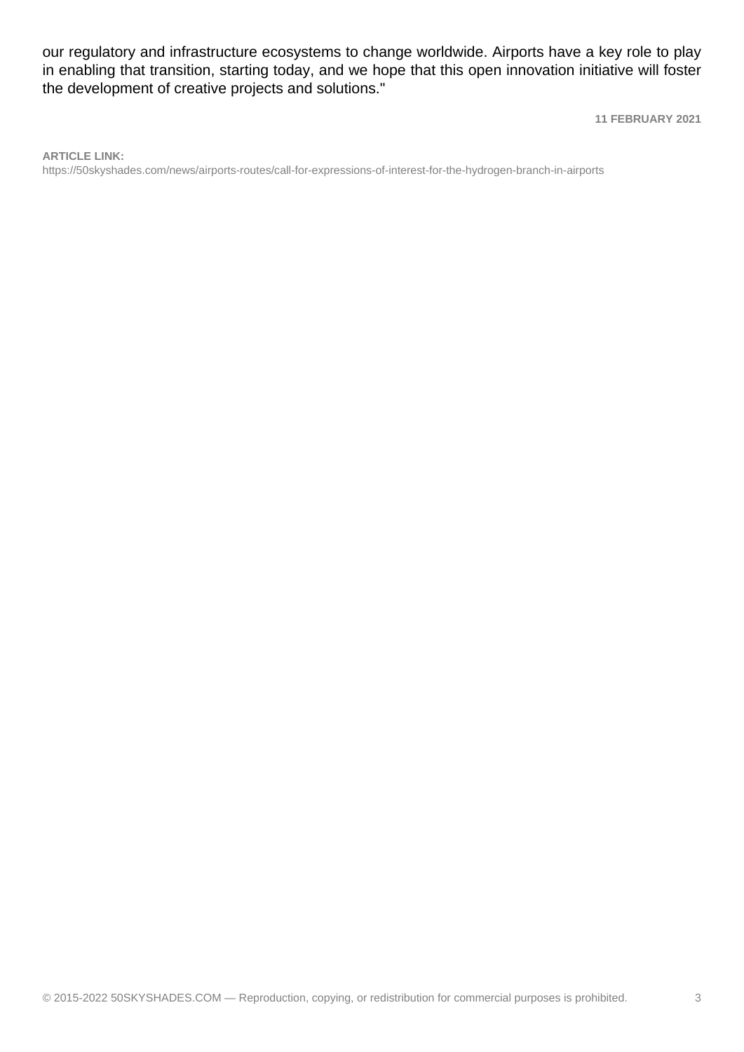our regulatory and infrastructure ecosystems to change worldwide. Airports have a key role to play in enabling that transition, starting today, and we hope that this open innovation initiative will foster the development of creative projects and solutions."

**11 FEBRUARY 2021**

**ARTICLE LINK:**
https://50skyshades.com/news/airports-routes/call-for-expressions-of-interest-for-the-hydrogen-branch-in-airports